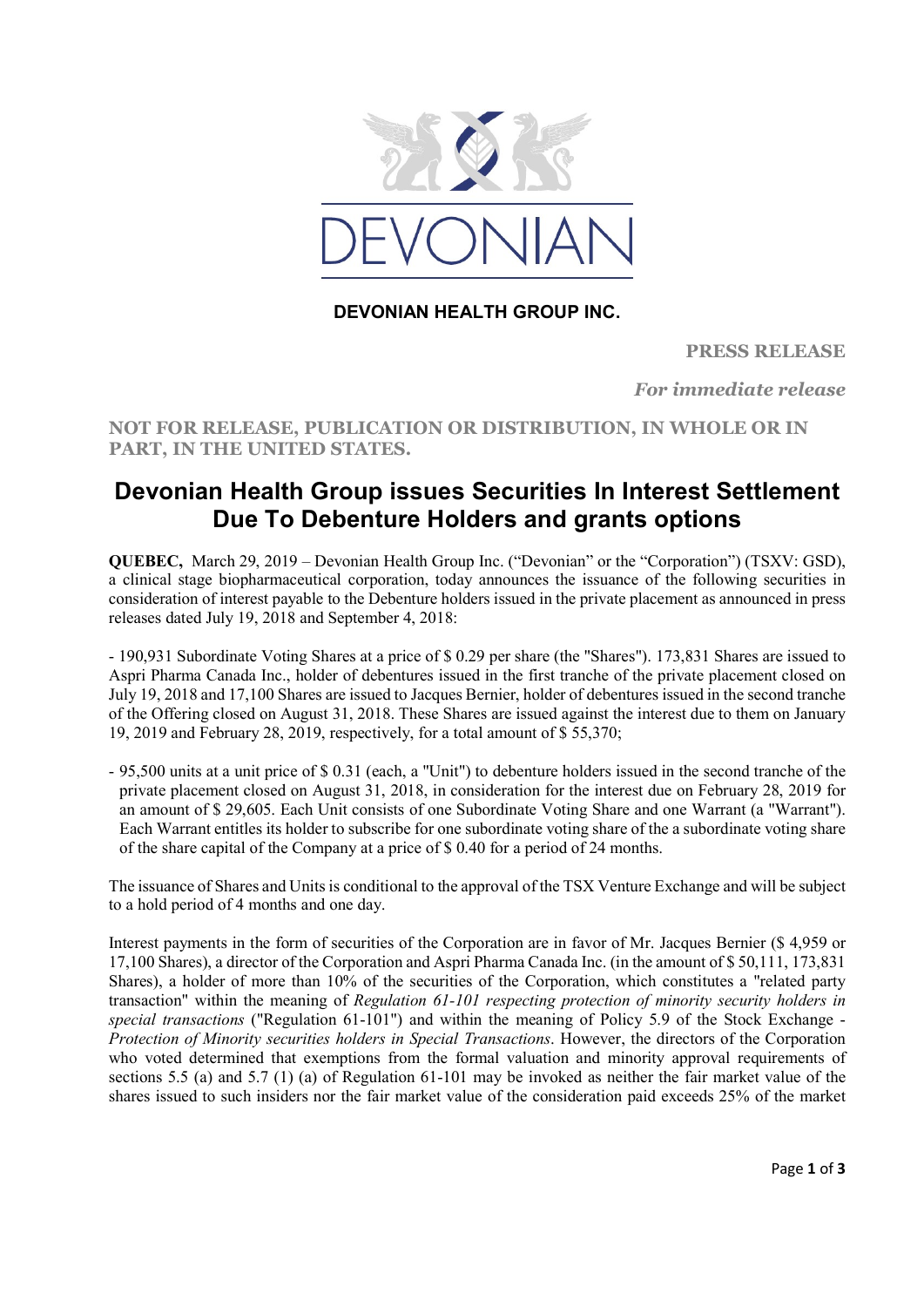DEVONIAN

**DEVONIAN HEALTH GROUP INC.**

**PRESS RELEASE**

***For immediate release***

**NOT FOR RELEASE, PUBLICATION OR DISTRIBUTION, IN WHOLE OR IN PART, IN THE UNITED STATES.**

# Devonian Health Group issues Securities In Interest Settlement Due To Debenture Holders and grants options

**QUEBEC,** March 29, 2019 – Devonian Health Group Inc. ("Devonian" or the "Corporation") (TSXV: GSD), a clinical stage biopharmaceutical corporation, today announces the issuance of the following securities in consideration of interest payable to the Debenture holders issued in the private placement as announced in press releases dated July 19, 2018 and September 4, 2018:

- 190,931 Subordinate Voting Shares at a price of $ 0.29 per share (the "Shares"). 173,831 Shares are issued to Aspri Pharma Canada Inc., holder of debentures issued in the first tranche of the private placement closed on July 19, 2018 and 17,100 Shares are issued to Jacques Bernier, holder of debentures issued in the second tranche of the Offering closed on August 31, 2018. These Shares are issued against the interest due to them on January 19, 2019 and February 28, 2019, respectively, for a total amount of $ 55,370;

- 95,500 units at a unit price of $ 0.31 (each, a "Unit") to debenture holders issued in the second tranche of the private placement closed on August 31, 2018, in consideration for the interest due on February 28, 2019 for an amount of $ 29,605. Each Unit consists of one Subordinate Voting Share and one Warrant (a "Warrant"). Each Warrant entitles its holder to subscribe for one subordinate voting share of the subordinate voting share of the share capital of the Company at a price of $ 0.40 for a period of 24 months.

The issuance of Shares and Units is conditional to the approval of the TSX Venture Exchange and will be subject to a hold period of 4 months and one day.

Interest payments in the form of securities of the Corporation are in favor of Mr. Jacques Bernier ($ 4,959 or 17,100 Shares), a director of the Corporation and Aspri Pharma Canada Inc. (in the amount of $ 50,111, 173,831 Shares), a holder of more than 10% of the securities of the Corporation, which constitutes a "related party transaction" within the meaning of *Regulation 61-101 respecting protection of minority security holders in special transactions* ("Regulation 61-101") and within the meaning of Policy 5.9 of the Stock Exchange - *Protection of Minority securities holders in Special Transactions*. However, the directors of the Corporation who voted determined that exemptions from the formal valuation and minority approval requirements of sections 5.5 (a) and 5.7 (1) (a) of Regulation 61-101 may be invoked as neither the fair market value of the shares issued to such insiders nor the fair market value of the consideration paid exceeds 25% of the market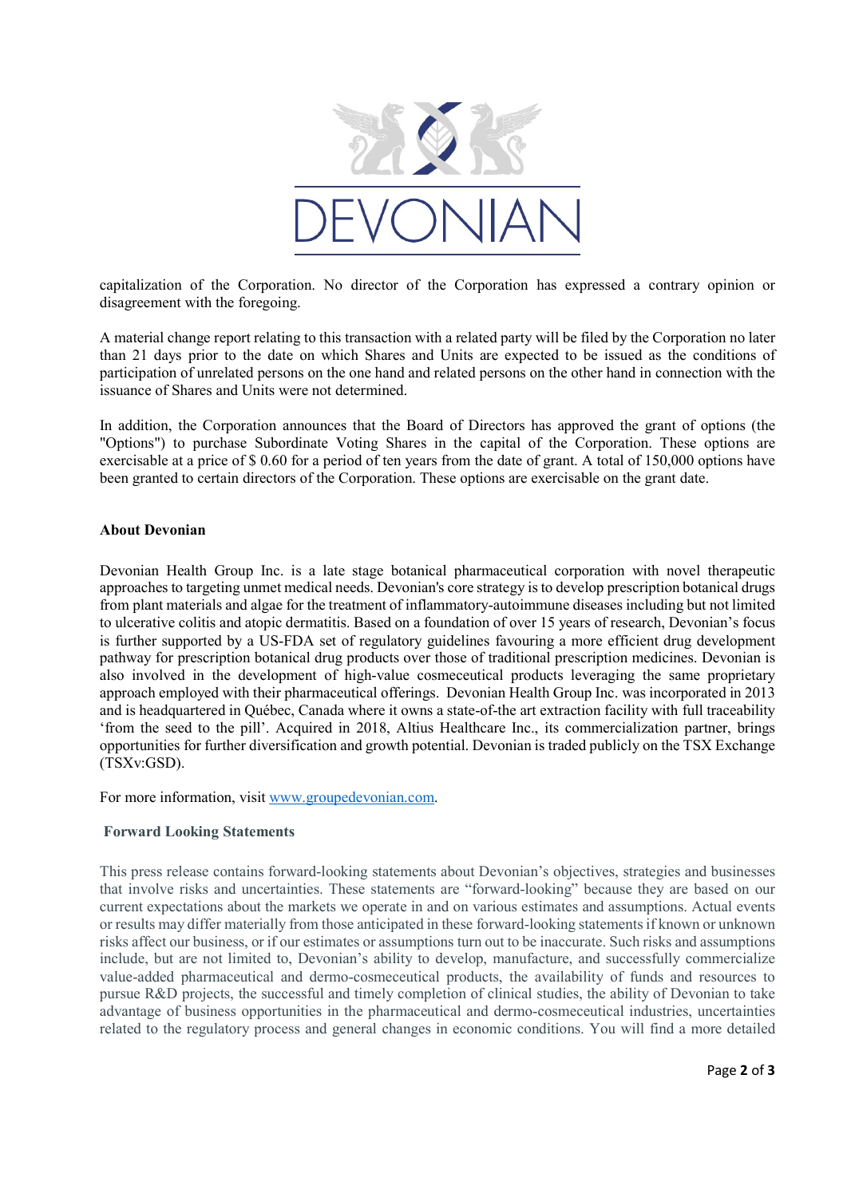capitalization of the Corporation. No director of the Corporation has expressed a contrary opinion or disagreement with the foregoing.

A material change report relating to this transaction with a related party will be filed by the Corporation no later than 21 days prior to the date on which Shares and Units are expected to be issued as the conditions of participation of unrelated persons on the one hand and related persons on the other hand in connection with the issuance of Shares and Units were not determined.

In addition, the Corporation announces that the Board of Directors has approved the grant of options (the "Options") to purchase Subordinate Voting Shares in the capital of the Corporation. These options are exercisable at a price of $ 0.60 for a period of ten years from the date of grant. A total of 150,000 options have been granted to certain directors of the Corporation. These options are exercisable on the grant date.

**About Devonian**

Devonian Health Group Inc. is a late stage botanical pharmaceutical corporation with novel therapeutic approaches to targeting unmet medical needs. Devonian's core strategy is to develop prescription botanical drugs from plant materials and algae for the treatment of inflammatory-autoimmune diseases including but not limited to ulcerative colitis and atopic dermatitis. Based on a foundation of over 15 years of research, Devonian's focus is further supported by a US-FDA set of regulatory guidelines favouring a more efficient drug development pathway for prescription botanical drug products over those of traditional prescription medicines. Devonian is also involved in the development of high-value cosmeceutical products leveraging the same proprietary approach employed with their pharmaceutical offerings. Devonian Health Group Inc. was incorporated in 2013 and is headquartered in Québec, Canada where it owns a state-of-the art extraction facility with full traceability 'from the seed to the pill'. Acquired in 2018, Altius Healthcare Inc., its commercialization partner, brings opportunities for further diversification and growth potential. Devonian is traded publicly on the TSX Exchange (TSXv:GSD).

For more information, visit www.groupedevonian.com.

**Forward Looking Statements**

This press release contains forward-looking statements about Devonian's objectives, strategies and businesses that involve risks and uncertainties. These statements are "forward-looking" because they are based on our current expectations about the markets we operate in and on various estimates and assumptions. Actual events or results may differ materially from those anticipated in these forward-looking statements if known or unknown risks affect our business, or if our estimates or assumptions turn out to be inaccurate. Such risks and assumptions include, but are not limited to, Devonian's ability to develop, manufacture, and successfully commercialize value-added pharmaceutical and dermo-cosmeceutical products, the availability of funds and resources to pursue R&D projects, the successful and timely completion of clinical studies, the ability of Devonian to take advantage of business opportunities in the pharmaceutical and dermo-cosmeceutical industries, uncertainties related to the regulatory process and general changes in economic conditions. You will find a more detailed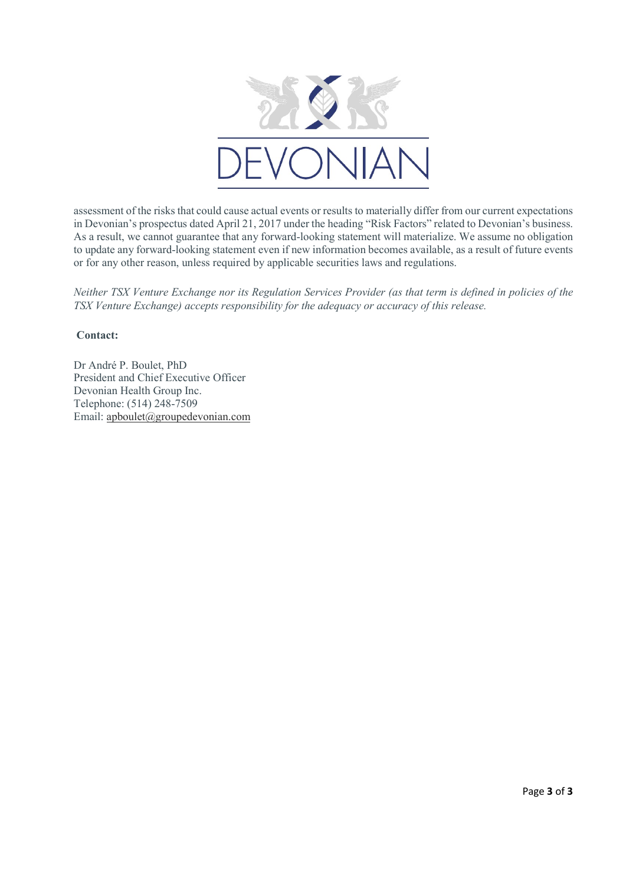assessment of the risks that could cause actual events or results to materially differ from our current expectations in Devonian's prospectus dated April 21, 2017 under the heading "Risk Factors" related to Devonian's business. As a result, we cannot guarantee that any forward-looking statement will materialize. We assume no obligation to update any forward-looking statement even if new information becomes available, as a result of future events or for any other reason, unless required by applicable securities laws and regulations.

*Neither TSX Venture Exchange nor its Regulation Services Provider (as that term is defined in policies of the TSX Venture Exchange) accepts responsibility for the adequacy or accuracy of this release.*

**Contact:**

Dr André P. Boulet, PhD
President and Chief Executive Officer
Devonian Health Group Inc.
Telephone: (514) 248-7509
Email: apboulet@groupedevonian.com